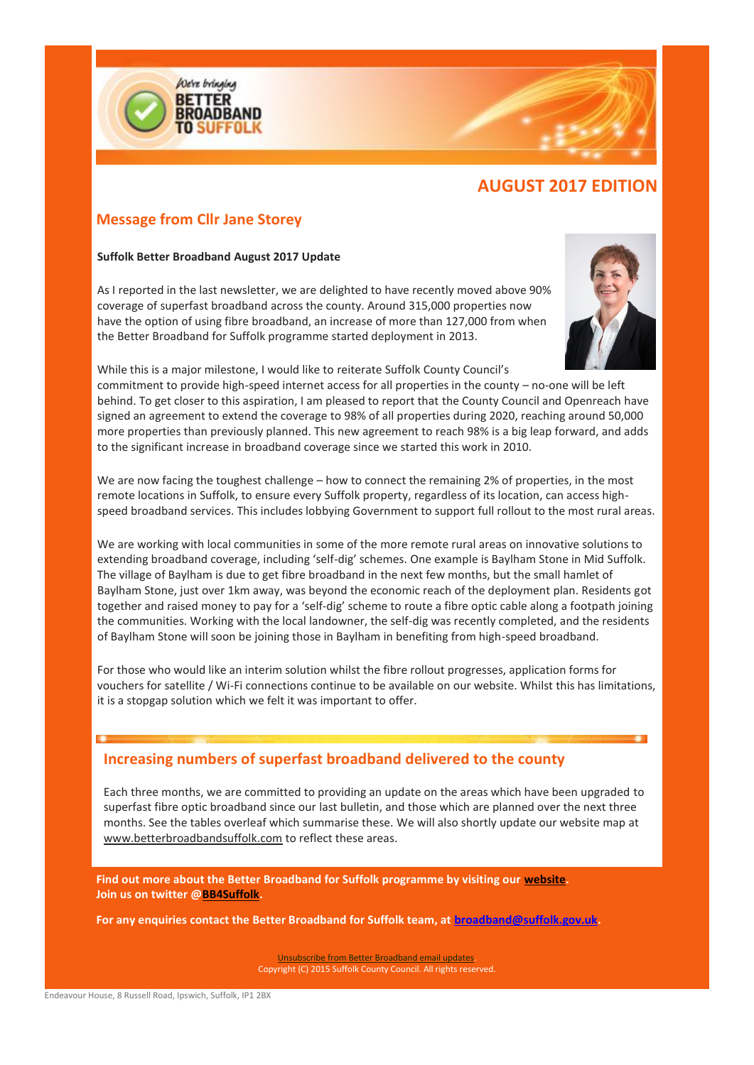We're bringing BETTER BROADBAND TO SUFFOLK

# AUGUST 2017 EDITION

## Message from Cllr Jane Storey

**Suffolk Better Broadband August 2017 Update**

As I reported in the last newsletter, we are delighted to have recently moved above 90% coverage of superfast broadband across the county. Around 315,000 properties now have the option of using fibre broadband, an increase of more than 127,000 from when the Better Broadband for Suffolk programme started deployment in 2013.

While this is a major milestone, I would like to reiterate Suffolk County Council's commitment to provide high-speed internet access for all properties in the county – no-one will be left behind. To get closer to this aspiration, I am pleased to report that the County Council and Openreach have signed an agreement to extend the coverage to 98% of all properties during 2020, reaching around 50,000 more properties than previously planned. This new agreement to reach 98% is a big leap forward, and adds to the significant increase in broadband coverage since we started this work in 2010.

We are now facing the toughest challenge – how to connect the remaining 2% of properties, in the most remote locations in Suffolk, to ensure every Suffolk property, regardless of its location, can access high-speed broadband services. This includes lobbying Government to support full rollout to the most rural areas.

We are working with local communities in some of the more remote rural areas on innovative solutions to extending broadband coverage, including 'self-dig' schemes. One example is Baylham Stone in Mid Suffolk. The village of Baylham is due to get fibre broadband in the next few months, but the small hamlet of Baylham Stone, just over 1km away, was beyond the economic reach of the deployment plan. Residents got together and raised money to pay for a 'self-dig' scheme to route a fibre optic cable along a footpath joining the communities. Working with the local landowner, the self-dig was recently completed, and the residents of Baylham Stone will soon be joining those in Baylham in benefiting from high-speed broadband.

For those who would like an interim solution whilst the fibre rollout progresses, application forms for vouchers for satellite / Wi-Fi connections continue to be available on our website. Whilst this has limitations, it is a stopgap solution which we felt it was important to offer.

## Increasing numbers of superfast broadband delivered to the county

Each three months, we are committed to providing an update on the areas which have been upgraded to superfast fibre optic broadband since our last bulletin, and those which are planned over the next three months. See the tables overleaf which summarise these. We will also shortly update our website map at www.betterbroadbandsuffolk.com to reflect these areas.

**Find out more about the Better Broadband for Suffolk programme by visiting our website.**
**Join us on twitter @BB4Suffolk.**

**For any enquiries contact the Better Broadband for Suffolk team, at broadband@suffolk.gov.uk.**

Unsubscribe from Better Broadband email updates.
Copyright (C) 2015 Suffolk County Council. All rights reserved.

Endeavour House, 8 Russell Road, Ipswich, Suffolk, IP1 2BX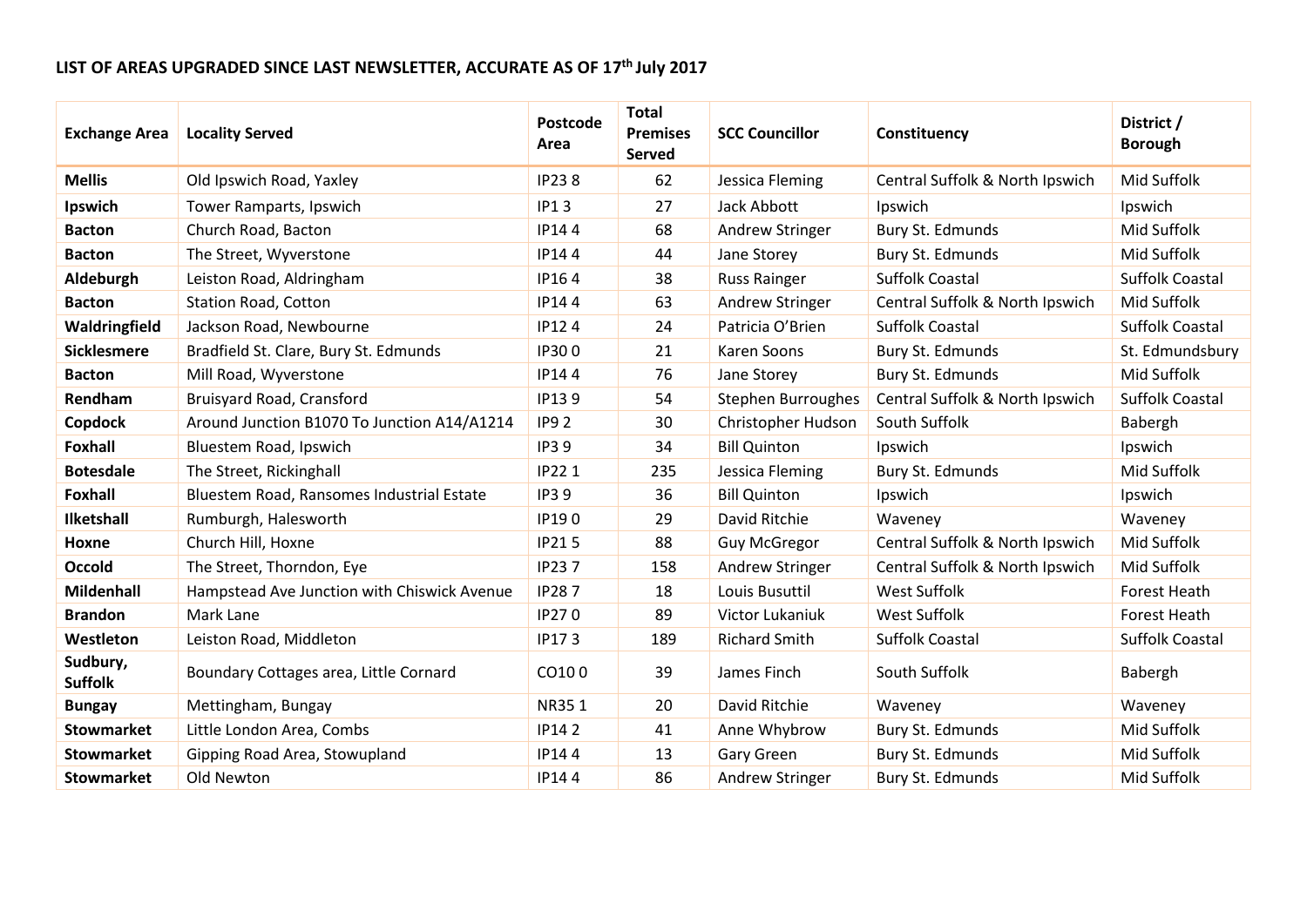## LIST OF AREAS UPGRADED SINCE LAST NEWSLETTER, ACCURATE AS OF 17th July 2017

| Exchange Area | Locality Served | Postcode Area | Total Premises Served | SCC Councillor | Constituency | District / Borough |
|---|---|---|---|---|---|---|
| **Mellis** | Old Ipswich Road, Yaxley | IP23 8 | 62 | Jessica Fleming | Central Suffolk & North Ipswich | Mid Suffolk |
| **Ipswich** | Tower Ramparts, Ipswich | IP1 3 | 27 | Jack Abbott | Ipswich | Ipswich |
| **Bacton** | Church Road, Bacton | IP14 4 | 68 | Andrew Stringer | Bury St. Edmunds | Mid Suffolk |
| **Bacton** | The Street, Wyverstone | IP14 4 | 44 | Jane Storey | Bury St. Edmunds | Mid Suffolk |
| **Aldeburgh** | Leiston Road, Aldringham | IP16 4 | 38 | Russ Rainger | Suffolk Coastal | Suffolk Coastal |
| **Bacton** | Station Road, Cotton | IP14 4 | 63 | Andrew Stringer | Central Suffolk & North Ipswich | Mid Suffolk |
| **Waldringfield** | Jackson Road, Newbourne | IP12 4 | 24 | Patricia O'Brien | Suffolk Coastal | Suffolk Coastal |
| **Sicklesmere** | Bradfield St. Clare, Bury St. Edmunds | IP30 0 | 21 | Karen Soons | Bury St. Edmunds | St. Edmundsbury |
| **Bacton** | Mill Road, Wyverstone | IP14 4 | 76 | Jane Storey | Bury St. Edmunds | Mid Suffolk |
| **Rendham** | Bruisyard Road, Cransford | IP13 9 | 54 | Stephen Burroughes | Central Suffolk & North Ipswich | Suffolk Coastal |
| **Copdock** | Around Junction B1070 To Junction A14/A1214 | IP9 2 | 30 | Christopher Hudson | South Suffolk | Babergh |
| **Foxhall** | Bluestem Road, Ipswich | IP3 9 | 34 | Bill Quinton | Ipswich | Ipswich |
| **Botesdale** | The Street, Rickinghall | IP22 1 | 235 | Jessica Fleming | Bury St. Edmunds | Mid Suffolk |
| **Foxhall** | Bluestem Road, Ransomes Industrial Estate | IP3 9 | 36 | Bill Quinton | Ipswich | Ipswich |
| **Ilketshall** | Rumburgh, Halesworth | IP19 0 | 29 | David Ritchie | Waveney | Waveney |
| **Hoxne** | Church Hill, Hoxne | IP21 5 | 88 | Guy McGregor | Central Suffolk & North Ipswich | Mid Suffolk |
| **Occold** | The Street, Thorndon, Eye | IP23 7 | 158 | Andrew Stringer | Central Suffolk & North Ipswich | Mid Suffolk |
| **Mildenhall** | Hampstead Ave Junction with Chiswick Avenue | IP28 7 | 18 | Louis Busuttil | West Suffolk | Forest Heath |
| **Brandon** | Mark Lane | IP27 0 | 89 | Victor Lukaniuk | West Suffolk | Forest Heath |
| **Westleton** | Leiston Road, Middleton | IP17 3 | 189 | Richard Smith | Suffolk Coastal | Suffolk Coastal |
| **Sudbury, Suffolk** | Boundary Cottages area, Little Cornard | CO10 0 | 39 | James Finch | South Suffolk | Babergh |
| **Bungay** | Mettingham, Bungay | NR35 1 | 20 | David Ritchie | Waveney | Waveney |
| **Stowmarket** | Little London Area, Combs | IP14 2 | 41 | Anne Whybrow | Bury St. Edmunds | Mid Suffolk |
| **Stowmarket** | Gipping Road Area, Stowupland | IP14 4 | 13 | Gary Green | Bury St. Edmunds | Mid Suffolk |
| **Stowmarket** | Old Newton | IP14 4 | 86 | Andrew Stringer | Bury St. Edmunds | Mid Suffolk |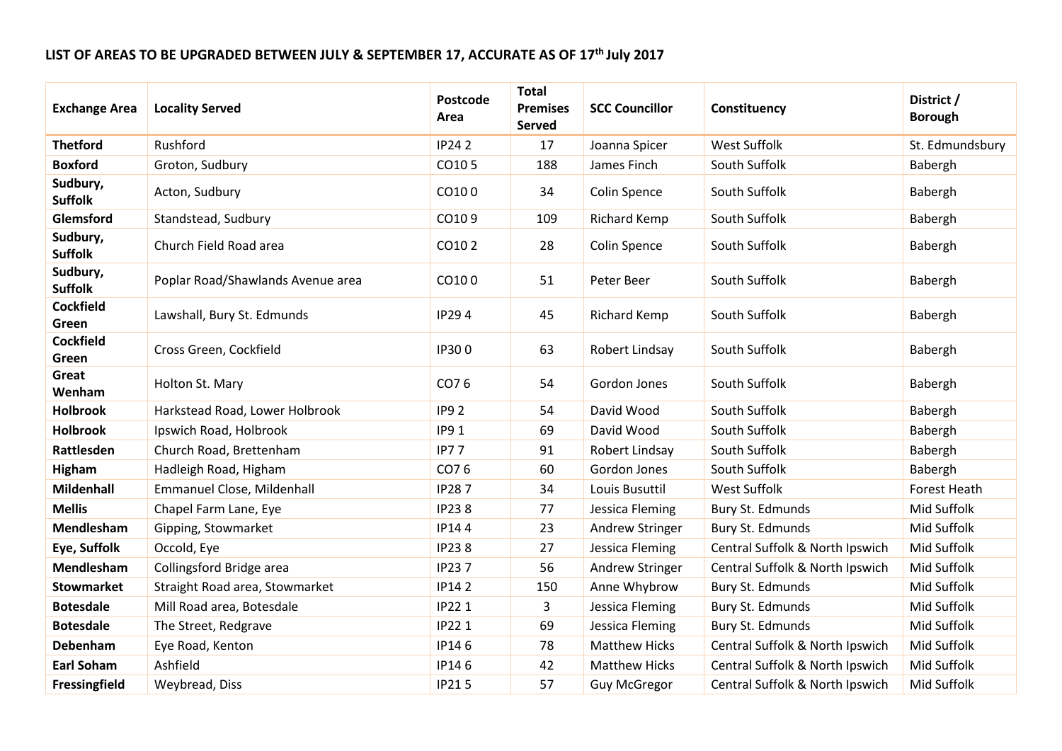## LIST OF AREAS TO BE UPGRADED BETWEEN JULY & SEPTEMBER 17, ACCURATE AS OF 17th July 2017

| Exchange Area | Locality Served | Postcode Area | Total Premises Served | SCC Councillor | Constituency | District / Borough |
|---|---|---|---|---|---|---|
| **Thetford** | Rushford | IP24 2 | 17 | Joanna Spicer | West Suffolk | St. Edmundsbury |
| **Boxford** | Groton, Sudbury | CO10 5 | 188 | James Finch | South Suffolk | Babergh |
| **Sudbury, Suffolk** | Acton, Sudbury | CO10 0 | 34 | Colin Spence | South Suffolk | Babergh |
| **Glemsford** | Standstead, Sudbury | CO10 9 | 109 | Richard Kemp | South Suffolk | Babergh |
| **Sudbury, Suffolk** | Church Field Road area | CO10 2 | 28 | Colin Spence | South Suffolk | Babergh |
| **Sudbury, Suffolk** | Poplar Road/Shawlands Avenue area | CO10 0 | 51 | Peter Beer | South Suffolk | Babergh |
| **Cockfield Green** | Lawshall, Bury St. Edmunds | IP29 4 | 45 | Richard Kemp | South Suffolk | Babergh |
| **Cockfield Green** | Cross Green, Cockfield | IP30 0 | 63 | Robert Lindsay | South Suffolk | Babergh |
| **Great Wenham** | Holton St. Mary | CO7 6 | 54 | Gordon Jones | South Suffolk | Babergh |
| **Holbrook** | Harkstead Road, Lower Holbrook | IP9 2 | 54 | David Wood | South Suffolk | Babergh |
| **Holbrook** | Ipswich Road, Holbrook | IP9 1 | 69 | David Wood | South Suffolk | Babergh |
| **Rattlesden** | Church Road, Brettenham | IP7 7 | 91 | Robert Lindsay | South Suffolk | Babergh |
| **Higham** | Hadleigh Road, Higham | CO7 6 | 60 | Gordon Jones | South Suffolk | Babergh |
| **Mildenhall** | Emmanuel Close, Mildenhall | IP28 7 | 34 | Louis Busuttil | West Suffolk | Forest Heath |
| **Mellis** | Chapel Farm Lane, Eye | IP23 8 | 77 | Jessica Fleming | Bury St. Edmunds | Mid Suffolk |
| **Mendlesham** | Gipping, Stowmarket | IP14 4 | 23 | Andrew Stringer | Bury St. Edmunds | Mid Suffolk |
| **Eye, Suffolk** | Occold, Eye | IP23 8 | 27 | Jessica Fleming | Central Suffolk & North Ipswich | Mid Suffolk |
| **Mendlesham** | Collingsford Bridge area | IP23 7 | 56 | Andrew Stringer | Central Suffolk & North Ipswich | Mid Suffolk |
| **Stowmarket** | Straight Road area, Stowmarket | IP14 2 | 150 | Anne Whybrow | Bury St. Edmunds | Mid Suffolk |
| **Botesdale** | Mill Road area, Botesdale | IP22 1 | 3 | Jessica Fleming | Bury St. Edmunds | Mid Suffolk |
| **Botesdale** | The Street, Redgrave | IP22 1 | 69 | Jessica Fleming | Bury St. Edmunds | Mid Suffolk |
| **Debenham** | Eye Road, Kenton | IP14 6 | 78 | Matthew Hicks | Central Suffolk & North Ipswich | Mid Suffolk |
| **Earl Soham** | Ashfield | IP14 6 | 42 | Matthew Hicks | Central Suffolk & North Ipswich | Mid Suffolk |
| **Fressingfield** | Weybread, Diss | IP21 5 | 57 | Guy McGregor | Central Suffolk & North Ipswich | Mid Suffolk |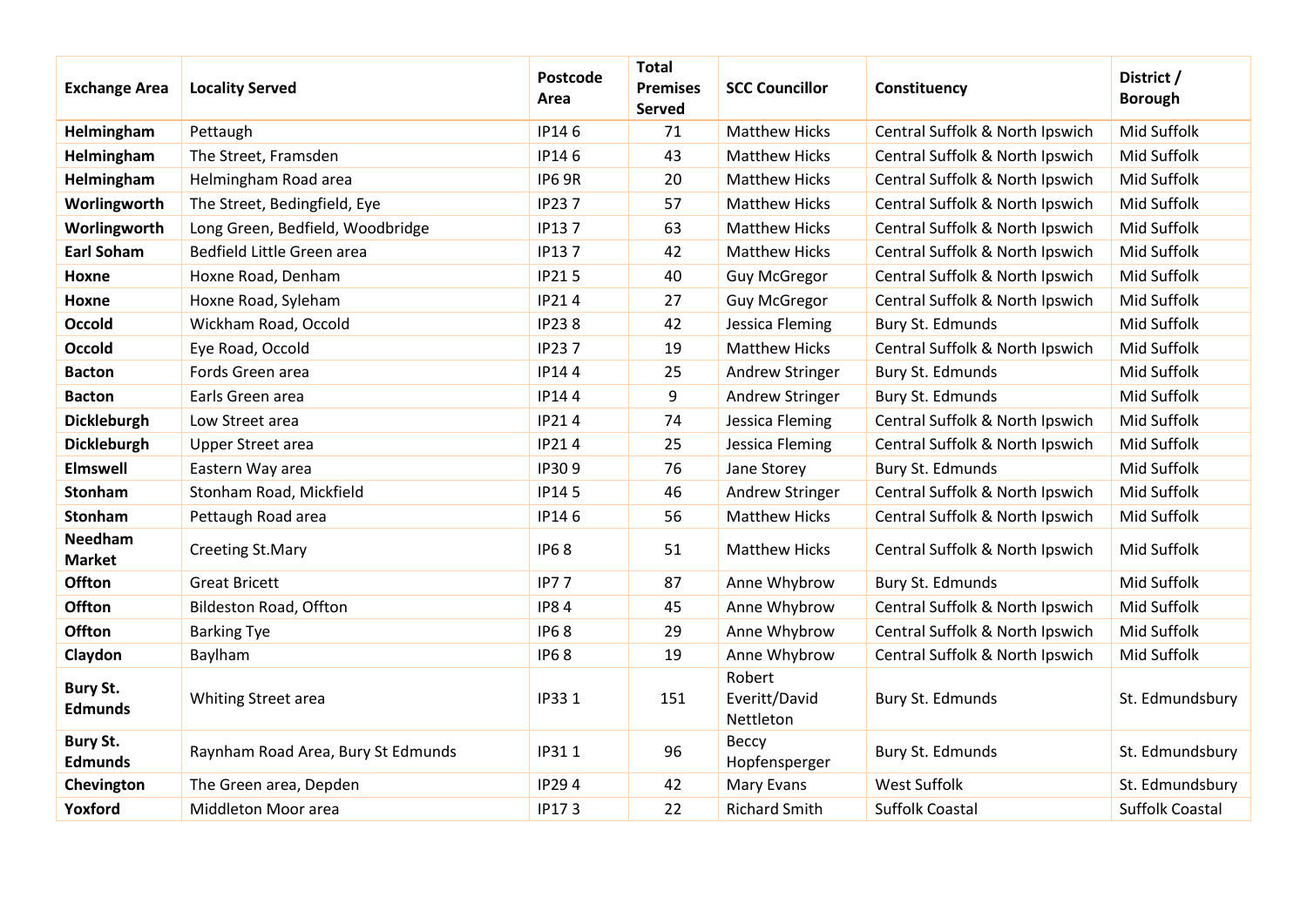| Exchange Area | Locality Served | Postcode Area | Total Premises Served | SCC Councillor | Constituency | District / Borough |
|---|---|---|---|---|---|---|
| **Helmingham** | Pettaugh | IP14 6 | 71 | Matthew Hicks | Central Suffolk & North Ipswich | Mid Suffolk |
| **Helmingham** | The Street, Framsden | IP14 6 | 43 | Matthew Hicks | Central Suffolk & North Ipswich | Mid Suffolk |
| **Helmingham** | Helmingham Road area | IP6 9R | 20 | Matthew Hicks | Central Suffolk & North Ipswich | Mid Suffolk |
| **Worlingworth** | The Street, Bedingfield, Eye | IP23 7 | 57 | Matthew Hicks | Central Suffolk & North Ipswich | Mid Suffolk |
| **Worlingworth** | Long Green, Bedfield, Woodbridge | IP13 7 | 63 | Matthew Hicks | Central Suffolk & North Ipswich | Mid Suffolk |
| **Earl Soham** | Bedfield Little Green area | IP13 7 | 42 | Matthew Hicks | Central Suffolk & North Ipswich | Mid Suffolk |
| **Hoxne** | Hoxne Road, Denham | IP21 5 | 40 | Guy McGregor | Central Suffolk & North Ipswich | Mid Suffolk |
| **Hoxne** | Hoxne Road, Syleham | IP21 4 | 27 | Guy McGregor | Central Suffolk & North Ipswich | Mid Suffolk |
| **Occold** | Wickham Road, Occold | IP23 8 | 42 | Jessica Fleming | Bury St. Edmunds | Mid Suffolk |
| **Occold** | Eye Road, Occold | IP23 7 | 19 | Matthew Hicks | Central Suffolk & North Ipswich | Mid Suffolk |
| **Bacton** | Fords Green area | IP14 4 | 25 | Andrew Stringer | Bury St. Edmunds | Mid Suffolk |
| **Bacton** | Earls Green area | IP14 4 | 9 | Andrew Stringer | Bury St. Edmunds | Mid Suffolk |
| **Dickleburgh** | Low Street area | IP21 4 | 74 | Jessica Fleming | Central Suffolk & North Ipswich | Mid Suffolk |
| **Dickleburgh** | Upper Street area | IP21 4 | 25 | Jessica Fleming | Central Suffolk & North Ipswich | Mid Suffolk |
| **Elmswell** | Eastern Way area | IP30 9 | 76 | Jane Storey | Bury St. Edmunds | Mid Suffolk |
| **Stonham** | Stonham Road, Mickfield | IP14 5 | 46 | Andrew Stringer | Central Suffolk & North Ipswich | Mid Suffolk |
| **Stonham** | Pettaugh Road area | IP14 6 | 56 | Matthew Hicks | Central Suffolk & North Ipswich | Mid Suffolk |
| **Needham Market** | Creeting St.Mary | IP6 8 | 51 | Matthew Hicks | Central Suffolk & North Ipswich | Mid Suffolk |
| **Offton** | Great Bricett | IP7 7 | 87 | Anne Whybrow | Bury St. Edmunds | Mid Suffolk |
| **Offton** | Bildeston Road, Offton | IP8 4 | 45 | Anne Whybrow | Central Suffolk & North Ipswich | Mid Suffolk |
| **Offton** | Barking Tye | IP6 8 | 29 | Anne Whybrow | Central Suffolk & North Ipswich | Mid Suffolk |
| **Claydon** | Baylham | IP6 8 | 19 | Anne Whybrow | Central Suffolk & North Ipswich | Mid Suffolk |
| **Bury St. Edmunds** | Whiting Street area | IP33 1 | 151 | Robert Everitt/David Nettleton | Bury St. Edmunds | St. Edmundsbury |
| **Bury St. Edmunds** | Raynham Road Area, Bury St Edmunds | IP31 1 | 96 | Beccy Hopfensperger | Bury St. Edmunds | St. Edmundsbury |
| **Chevington** | The Green area, Depden | IP29 4 | 42 | Mary Evans | West Suffolk | St. Edmundsbury |
| **Yoxford** | Middleton Moor area | IP17 3 | 22 | Richard Smith | Suffolk Coastal | Suffolk Coastal |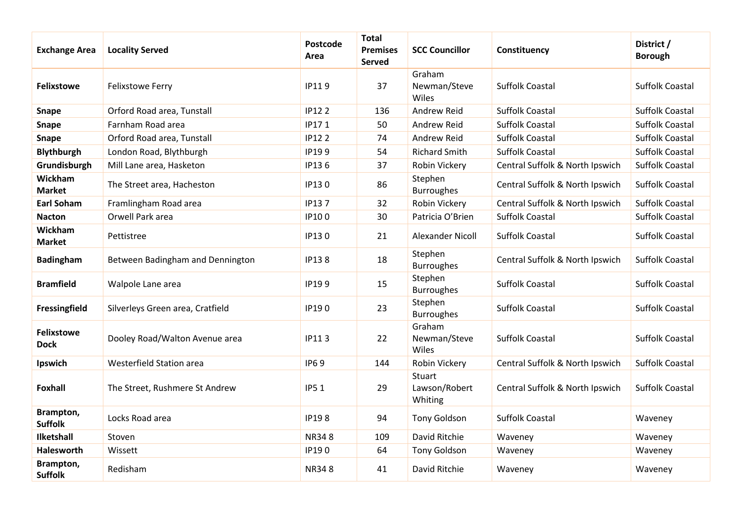| Exchange Area | Locality Served | Postcode Area | Total Premises Served | SCC Councillor | Constituency | District / Borough |
|---|---|---|---|---|---|---|
| **Felixstowe** | Felixstowe Ferry | IP11 9 | 37 | Graham Newman/Steve Wiles | Suffolk Coastal | Suffolk Coastal |
| **Snape** | Orford Road area, Tunstall | IP12 2 | 136 | Andrew Reid | Suffolk Coastal | Suffolk Coastal |
| **Snape** | Farnham Road area | IP17 1 | 50 | Andrew Reid | Suffolk Coastal | Suffolk Coastal |
| **Snape** | Orford Road area, Tunstall | IP12 2 | 74 | Andrew Reid | Suffolk Coastal | Suffolk Coastal |
| **Blythburgh** | London Road, Blythburgh | IP19 9 | 54 | Richard Smith | Suffolk Coastal | Suffolk Coastal |
| **Grundisburgh** | Mill Lane area, Hasketon | IP13 6 | 37 | Robin Vickery | Central Suffolk & North Ipswich | Suffolk Coastal |
| **Wickham Market** | The Street area, Hacheston | IP13 0 | 86 | Stephen Burroughes | Central Suffolk & North Ipswich | Suffolk Coastal |
| **Earl Soham** | Framlingham Road area | IP13 7 | 32 | Robin Vickery | Central Suffolk & North Ipswich | Suffolk Coastal |
| **Nacton** | Orwell Park area | IP10 0 | 30 | Patricia O'Brien | Suffolk Coastal | Suffolk Coastal |
| **Wickham Market** | Pettistree | IP13 0 | 21 | Alexander Nicoll | Suffolk Coastal | Suffolk Coastal |
| **Badingham** | Between Badingham and Dennington | IP13 8 | 18 | Stephen Burroughes | Central Suffolk & North Ipswich | Suffolk Coastal |
| **Bramfield** | Walpole Lane area | IP19 9 | 15 | Stephen Burroughes | Suffolk Coastal | Suffolk Coastal |
| **Fressingfield** | Silverleys Green area, Cratfield | IP19 0 | 23 | Stephen Burroughes | Suffolk Coastal | Suffolk Coastal |
| **Felixstowe Dock** | Dooley Road/Walton Avenue area | IP11 3 | 22 | Graham Newman/Steve Wiles | Suffolk Coastal | Suffolk Coastal |
| **Ipswich** | Westerfield Station area | IP6 9 | 144 | Robin Vickery | Central Suffolk & North Ipswich | Suffolk Coastal |
| **Foxhall** | The Street, Rushmere St Andrew | IP5 1 | 29 | Stuart Lawson/Robert Whiting | Central Suffolk & North Ipswich | Suffolk Coastal |
| **Brampton, Suffolk** | Locks Road area | IP19 8 | 94 | Tony Goldson | Suffolk Coastal | Waveney |
| **Ilketshall** | Stoven | NR34 8 | 109 | David Ritchie | Waveney | Waveney |
| **Halesworth** | Wissett | IP19 0 | 64 | Tony Goldson | Waveney | Waveney |
| **Brampton, Suffolk** | Redisham | NR34 8 | 41 | David Ritchie | Waveney | Waveney |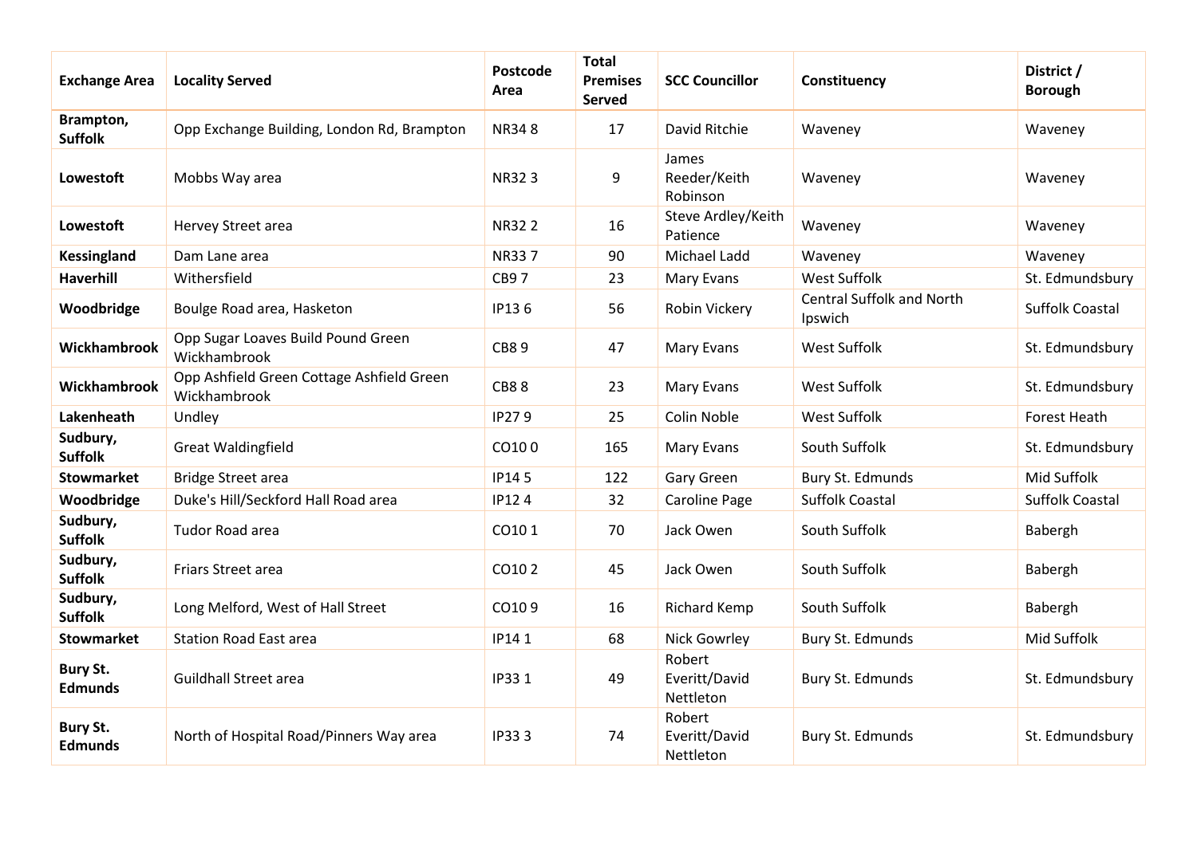| Exchange Area | Locality Served | Postcode Area | Total Premises Served | SCC Councillor | Constituency | District / Borough |
|---|---|---|---|---|---|---|
| **Brampton, Suffolk** | Opp Exchange Building, London Rd, Brampton | NR34 8 | 17 | David Ritchie | Waveney | Waveney |
| **Lowestoft** | Mobbs Way area | NR32 3 | 9 | James Reeder/Keith Robinson | Waveney | Waveney |
| **Lowestoft** | Hervey Street area | NR32 2 | 16 | Steve Ardley/Keith Patience | Waveney | Waveney |
| **Kessingland** | Dam Lane area | NR33 7 | 90 | Michael Ladd | Waveney | Waveney |
| **Haverhill** | Withersfield | CB9 7 | 23 | Mary Evans | West Suffolk | St. Edmundsbury |
| **Woodbridge** | Boulge Road area, Hasketon | IP13 6 | 56 | Robin Vickery | Central Suffolk and North Ipswich | Suffolk Coastal |
| **Wickhambrook** | Opp Sugar Loaves Build Pound Green Wickhambrook | CB8 9 | 47 | Mary Evans | West Suffolk | St. Edmundsbury |
| **Wickhambrook** | Opp Ashfield Green Cottage Ashfield Green Wickhambrook | CB8 8 | 23 | Mary Evans | West Suffolk | St. Edmundsbury |
| **Lakenheath** | Undley | IP27 9 | 25 | Colin Noble | West Suffolk | Forest Heath |
| **Sudbury, Suffolk** | Great Waldingfield | CO10 0 | 165 | Mary Evans | South Suffolk | St. Edmundsbury |
| **Stowmarket** | Bridge Street area | IP14 5 | 122 | Gary Green | Bury St. Edmunds | Mid Suffolk |
| **Woodbridge** | Duke's Hill/Seckford Hall Road area | IP12 4 | 32 | Caroline Page | Suffolk Coastal | Suffolk Coastal |
| **Sudbury, Suffolk** | Tudor Road area | CO10 1 | 70 | Jack Owen | South Suffolk | Babergh |
| **Sudbury, Suffolk** | Friars Street area | CO10 2 | 45 | Jack Owen | South Suffolk | Babergh |
| **Sudbury, Suffolk** | Long Melford, West of Hall Street | CO10 9 | 16 | Richard Kemp | South Suffolk | Babergh |
| **Stowmarket** | Station Road East area | IP14 1 | 68 | Nick Gowrley | Bury St. Edmunds | Mid Suffolk |
| **Bury St. Edmunds** | Guildhall Street area | IP33 1 | 49 | Robert Everitt/David Nettleton | Bury St. Edmunds | St. Edmundsbury |
| **Bury St. Edmunds** | North of Hospital Road/Pinners Way area | IP33 3 | 74 | Robert Everitt/David Nettleton | Bury St. Edmunds | St. Edmundsbury |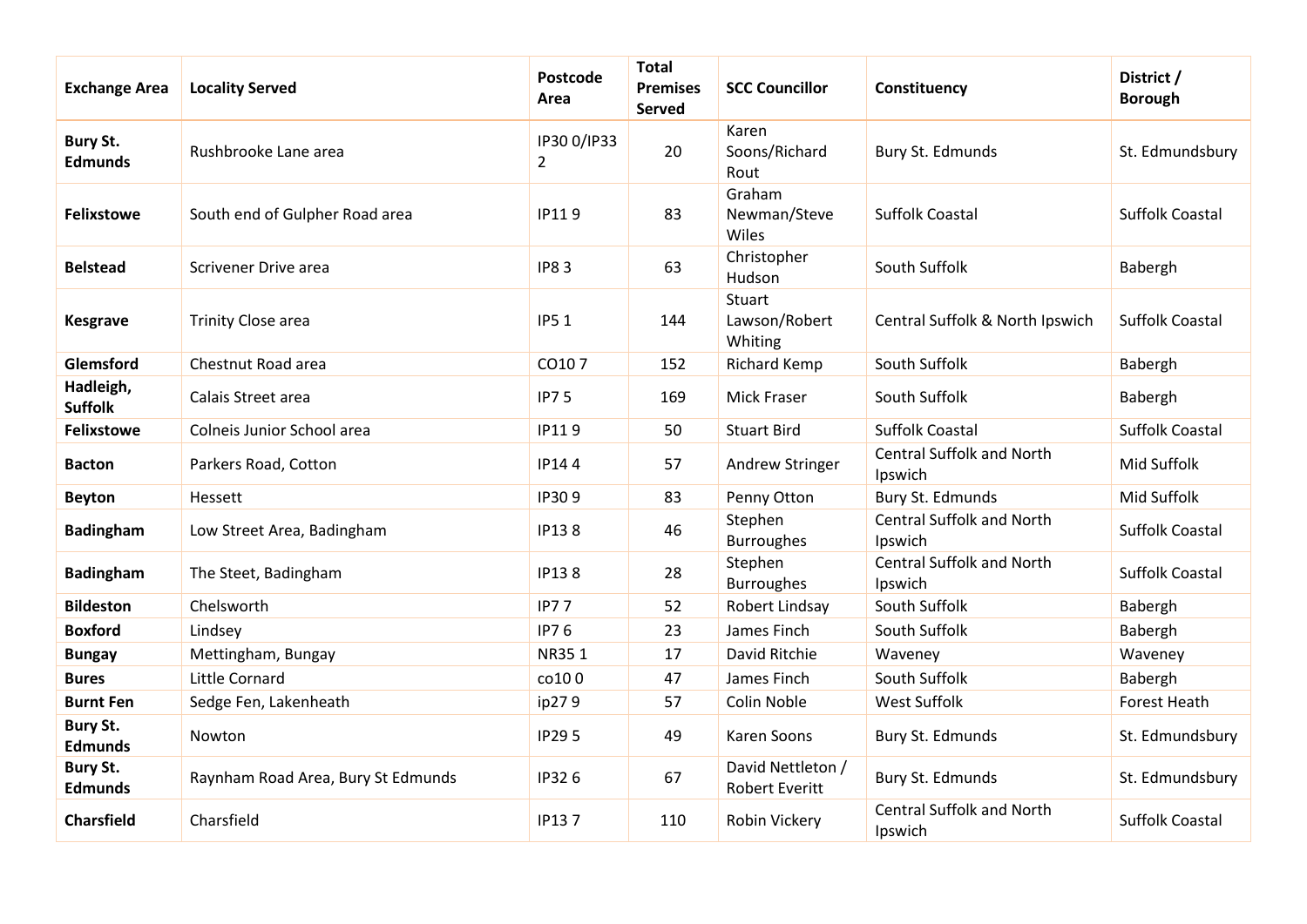| Exchange Area | Locality Served | Postcode Area | Total Premises Served | SCC Councillor | Constituency | District / Borough |
|---|---|---|---|---|---|---|
| **Bury St. Edmunds** | Rushbrooke Lane area | IP30 0/IP33 2 | 20 | Karen Soons/Richard Rout | Bury St. Edmunds | St. Edmundsbury |
| **Felixstowe** | South end of Gulpher Road area | IP11 9 | 83 | Graham Newman/Steve Wiles | Suffolk Coastal | Suffolk Coastal |
| **Belstead** | Scrivener Drive area | IP8 3 | 63 | Christopher Hudson | South Suffolk | Babergh |
| **Kesgrave** | Trinity Close area | IP5 1 | 144 | Stuart Lawson/Robert Whiting | Central Suffolk & North Ipswich | Suffolk Coastal |
| **Glemsford** | Chestnut Road area | CO10 7 | 152 | Richard Kemp | South Suffolk | Babergh |
| **Hadleigh, Suffolk** | Calais Street area | IP7 5 | 169 | Mick Fraser | South Suffolk | Babergh |
| **Felixstowe** | Colneis Junior School area | IP11 9 | 50 | Stuart Bird | Suffolk Coastal | Suffolk Coastal |
| **Bacton** | Parkers Road, Cotton | IP14 4 | 57 | Andrew Stringer | Central Suffolk and North Ipswich | Mid Suffolk |
| **Beyton** | Hessett | IP30 9 | 83 | Penny Otton | Bury St. Edmunds | Mid Suffolk |
| **Badingham** | Low Street Area, Badingham | IP13 8 | 46 | Stephen Burroughes | Central Suffolk and North Ipswich | Suffolk Coastal |
| **Badingham** | The Steet, Badingham | IP13 8 | 28 | Stephen Burroughes | Central Suffolk and North Ipswich | Suffolk Coastal |
| **Bildeston** | Chelsworth | IP7 7 | 52 | Robert Lindsay | South Suffolk | Babergh |
| **Boxford** | Lindsey | IP7 6 | 23 | James Finch | South Suffolk | Babergh |
| **Bungay** | Mettingham, Bungay | NR35 1 | 17 | David Ritchie | Waveney | Waveney |
| **Bures** | Little Cornard | co10 0 | 47 | James Finch | South Suffolk | Babergh |
| **Burnt Fen** | Sedge Fen, Lakenheath | ip27 9 | 57 | Colin Noble | West Suffolk | Forest Heath |
| **Bury St. Edmunds** | Nowton | IP29 5 | 49 | Karen Soons | Bury St. Edmunds | St. Edmundsbury |
| **Bury St. Edmunds** | Raynham Road Area, Bury St Edmunds | IP32 6 | 67 | David Nettleton / Robert Everitt | Bury St. Edmunds | St. Edmundsbury |
| **Charsfield** | Charsfield | IP13 7 | 110 | Robin Vickery | Central Suffolk and North Ipswich | Suffolk Coastal |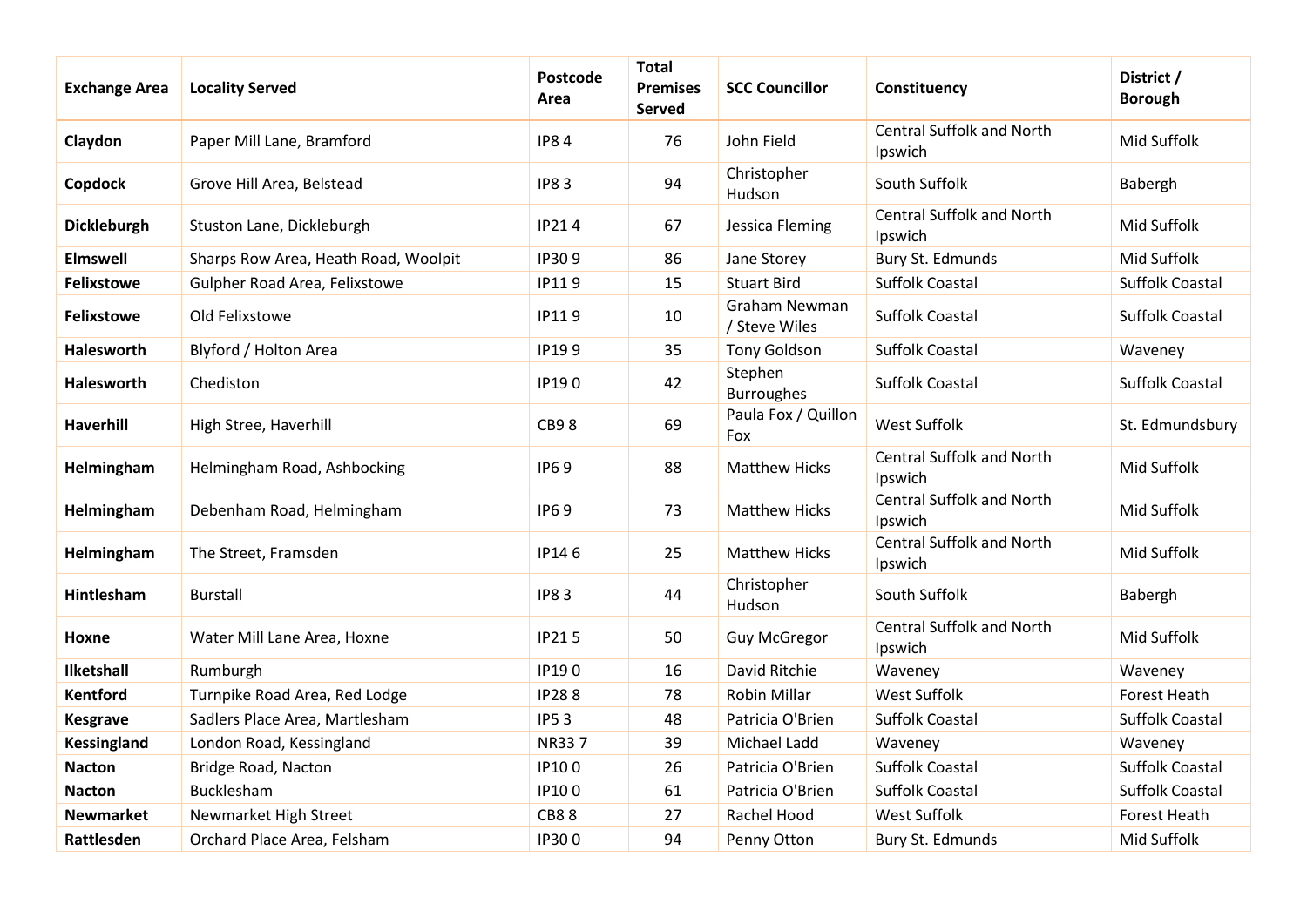| Exchange Area | Locality Served | Postcode Area | Total Premises Served | SCC Councillor | Constituency | District / Borough |
|---|---|---|---|---|---|---|
| **Claydon** | Paper Mill Lane, Bramford | IP8 4 | 76 | John Field | Central Suffolk and North Ipswich | Mid Suffolk |
| **Copdock** | Grove Hill Area, Belstead | IP8 3 | 94 | Christopher Hudson | South Suffolk | Babergh |
| **Dickleburgh** | Stuston Lane, Dickleburgh | IP21 4 | 67 | Jessica Fleming | Central Suffolk and North Ipswich | Mid Suffolk |
| **Elmswell** | Sharps Row Area, Heath Road, Woolpit | IP30 9 | 86 | Jane Storey | Bury St. Edmunds | Mid Suffolk |
| **Felixstowe** | Gulpher Road Area, Felixstowe | IP11 9 | 15 | Stuart Bird | Suffolk Coastal | Suffolk Coastal |
| **Felixstowe** | Old Felixstowe | IP11 9 | 10 | Graham Newman / Steve Wiles | Suffolk Coastal | Suffolk Coastal |
| **Halesworth** | Blyford / Holton Area | IP19 9 | 35 | Tony Goldson | Suffolk Coastal | Waveney |
| **Halesworth** | Chediston | IP19 0 | 42 | Stephen Burroughes | Suffolk Coastal | Suffolk Coastal |
| **Haverhill** | High Stree, Haverhill | CB9 8 | 69 | Paula Fox / Quillon Fox | West Suffolk | St. Edmundsbury |
| **Helmingham** | Helmingham Road, Ashbocking | IP6 9 | 88 | Matthew Hicks | Central Suffolk and North Ipswich | Mid Suffolk |
| **Helmingham** | Debenham Road, Helmingham | IP6 9 | 73 | Matthew Hicks | Central Suffolk and North Ipswich | Mid Suffolk |
| **Helmingham** | The Street, Framsden | IP14 6 | 25 | Matthew Hicks | Central Suffolk and North Ipswich | Mid Suffolk |
| **Hintlesham** | Burstall | IP8 3 | 44 | Christopher Hudson | South Suffolk | Babergh |
| **Hoxne** | Water Mill Lane Area, Hoxne | IP21 5 | 50 | Guy McGregor | Central Suffolk and North Ipswich | Mid Suffolk |
| **Ilketshall** | Rumburgh | IP19 0 | 16 | David Ritchie | Waveney | Waveney |
| **Kentford** | Turnpike Road Area, Red Lodge | IP28 8 | 78 | Robin Millar | West Suffolk | Forest Heath |
| **Kesgrave** | Sadlers Place Area, Martlesham | IP5 3 | 48 | Patricia O'Brien | Suffolk Coastal | Suffolk Coastal |
| **Kessingland** | London Road, Kessingland | NR33 7 | 39 | Michael Ladd | Waveney | Waveney |
| **Nacton** | Bridge Road, Nacton | IP10 0 | 26 | Patricia O'Brien | Suffolk Coastal | Suffolk Coastal |
| **Nacton** | Bucklesham | IP10 0 | 61 | Patricia O'Brien | Suffolk Coastal | Suffolk Coastal |
| **Newmarket** | Newmarket High Street | CB8 8 | 27 | Rachel Hood | West Suffolk | Forest Heath |
| **Rattlesden** | Orchard Place Area, Felsham | IP30 0 | 94 | Penny Otton | Bury St. Edmunds | Mid Suffolk |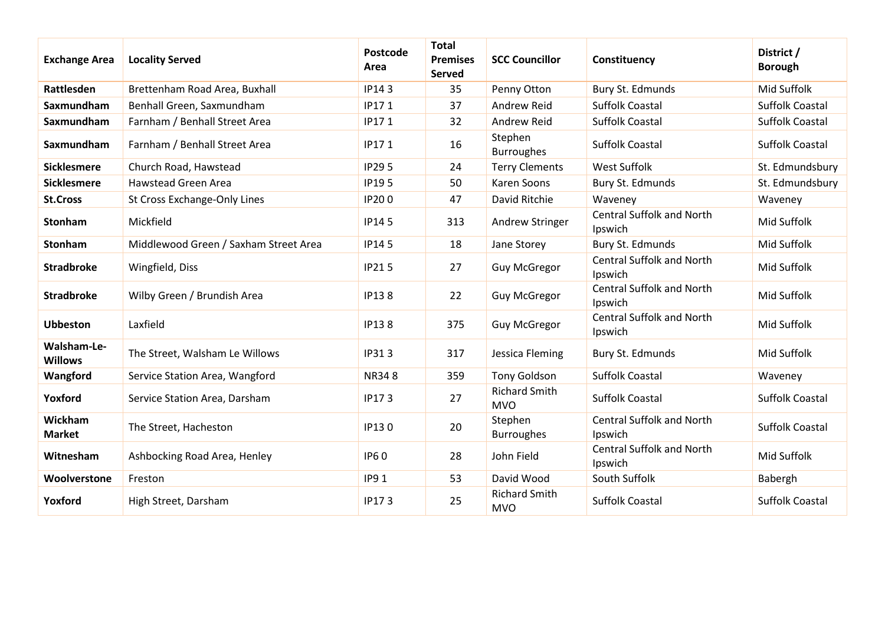| Exchange Area | Locality Served | Postcode Area | Total Premises Served | SCC Councillor | Constituency | District / Borough |
|---|---|---|---|---|---|---|
| **Rattlesden** | Brettenham Road Area, Buxhall | IP14 3 | 35 | Penny Otton | Bury St. Edmunds | Mid Suffolk |
| **Saxmundham** | Benhall Green, Saxmundham | IP17 1 | 37 | Andrew Reid | Suffolk Coastal | Suffolk Coastal |
| **Saxmundham** | Farnham / Benhall Street Area | IP17 1 | 32 | Andrew Reid | Suffolk Coastal | Suffolk Coastal |
| **Saxmundham** | Farnham / Benhall Street Area | IP17 1 | 16 | Stephen Burroughes | Suffolk Coastal | Suffolk Coastal |
| **Sicklesmere** | Church Road, Hawstead | IP29 5 | 24 | Terry Clements | West Suffolk | St. Edmundsbury |
| **Sicklesmere** | Hawstead Green Area | IP19 5 | 50 | Karen Soons | Bury St. Edmunds | St. Edmundsbury |
| **St.Cross** | St Cross Exchange-Only Lines | IP20 0 | 47 | David Ritchie | Waveney | Waveney |
| **Stonham** | Mickfield | IP14 5 | 313 | Andrew Stringer | Central Suffolk and North Ipswich | Mid Suffolk |
| **Stonham** | Middlewood Green / Saxham Street Area | IP14 5 | 18 | Jane Storey | Bury St. Edmunds | Mid Suffolk |
| **Stradbroke** | Wingfield, Diss | IP21 5 | 27 | Guy McGregor | Central Suffolk and North Ipswich | Mid Suffolk |
| **Stradbroke** | Wilby Green / Brundish Area | IP13 8 | 22 | Guy McGregor | Central Suffolk and North Ipswich | Mid Suffolk |
| **Ubbeston** | Laxfield | IP13 8 | 375 | Guy McGregor | Central Suffolk and North Ipswich | Mid Suffolk |
| **Walsham-Le-Willows** | The Street, Walsham Le Willows | IP31 3 | 317 | Jessica Fleming | Bury St. Edmunds | Mid Suffolk |
| **Wangford** | Service Station Area, Wangford | NR34 8 | 359 | Tony Goldson | Suffolk Coastal | Waveney |
| **Yoxford** | Service Station Area, Darsham | IP17 3 | 27 | Richard Smith MVO | Suffolk Coastal | Suffolk Coastal |
| **Wickham Market** | The Street, Hacheston | IP13 0 | 20 | Stephen Burroughes | Central Suffolk and North Ipswich | Suffolk Coastal |
| **Witnesham** | Ashbocking Road Area, Henley | IP6 0 | 28 | John Field | Central Suffolk and North Ipswich | Mid Suffolk |
| **Woolverstone** | Freston | IP9 1 | 53 | David Wood | South Suffolk | Babergh |
| **Yoxford** | High Street, Darsham | IP17 3 | 25 | Richard Smith MVO | Suffolk Coastal | Suffolk Coastal |